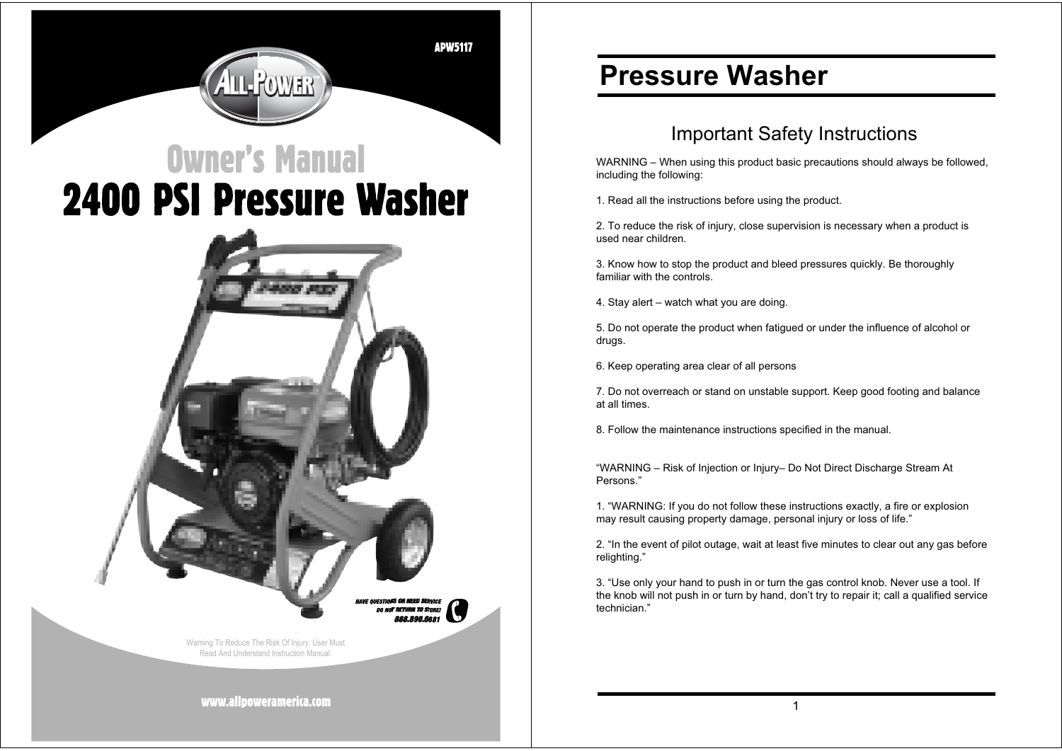APW5117

ALL-POWER

# Owner's Manual

# 2400 PSI Pressure Washer

HAVE QUESTIONS OR NEED SERVICE
DO NOT RETURN TO STORE!
888.898.6881

Warning To Reduce The Risk Of Injury, User Must Read And Understand Instruction Manual.

www.allpoweramerica.com

# Pressure Washer

## Important Safety Instructions

WARNING – When using this product basic precautions should always be followed, including the following:

1. Read all the instructions before using the product.

2. To reduce the risk of injury, close supervision is necessary when a product is used near children.

3. Know how to stop the product and bleed pressures quickly. Be thoroughly familiar with the controls.

4. Stay alert – watch what you are doing.

5. Do not operate the product when fatigued or under the influence of alcohol or drugs.

6. Keep operating area clear of all persons

7. Do not overreach or stand on unstable support. Keep good footing and balance at all times.

8. Follow the maintenance instructions specified in the manual.

"WARNING – Risk of Injection or Injury– Do Not Direct Discharge Stream At Persons."

1. "WARNING: If you do not follow these instructions exactly, a fire or explosion may result causing property damage, personal injury or loss of life."

2. "In the event of pilot outage, wait at least five minutes to clear out any gas before relighting."

3. "Use only your hand to push in or turn the gas control knob. Never use a tool. If the knob will not push in or turn by hand, don't try to repair it; call a qualified service technician."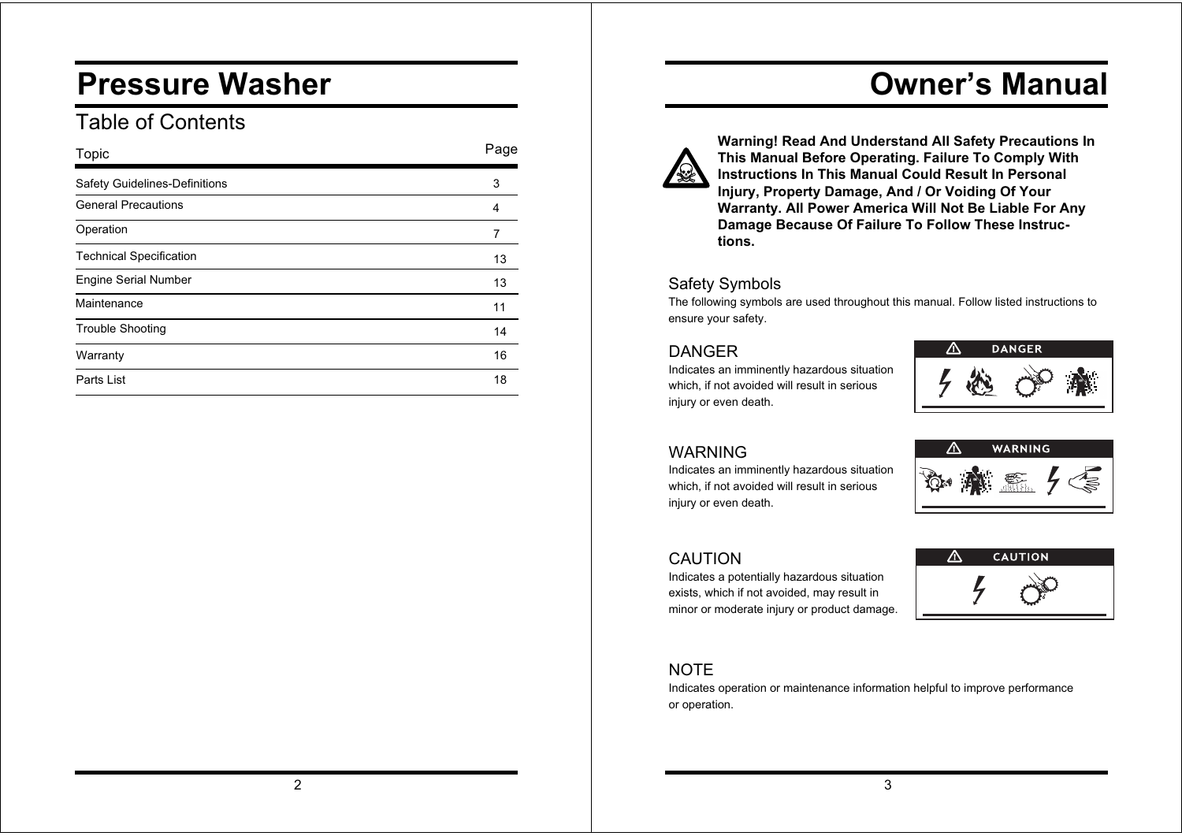# Pressure Washer

## Table of Contents

| Topic | Page |
|---|---|
| Safety Guidelines-Definitions | 3 |
| General Precautions | 4 |
| Operation | 7 |
| Technical Specification | 13 |
| Engine Serial Number | 13 |
| Maintenance | 11 |
| Trouble Shooting | 14 |
| Warranty | 16 |
| Parts List | 18 |

# Owner's Manual

**Warning! Read And Understand All Safety Precautions In This Manual Before Operating. Failure To Comply With Instructions In This Manual Could Result In Personal Injury, Property Damage, And / Or Voiding Of Your Warranty. All Power America Will Not Be Liable For Any Damage Because Of Failure To Follow These Instructions.**

## Safety Symbols

The following symbols are used throughout this manual. Follow listed instructions to ensure your safety.

### DANGER

Indicates an imminently hazardous situation which, if not avoided will result in serious injury or even death.

### WARNING

Indicates an imminently hazardous situation which, if not avoided will result in serious injury or even death.

### CAUTION

Indicates a potentially hazardous situation exists, which if not avoided, may result in minor or moderate injury or product damage.

### NOTE

Indicates operation or maintenance information helpful to improve performance or operation.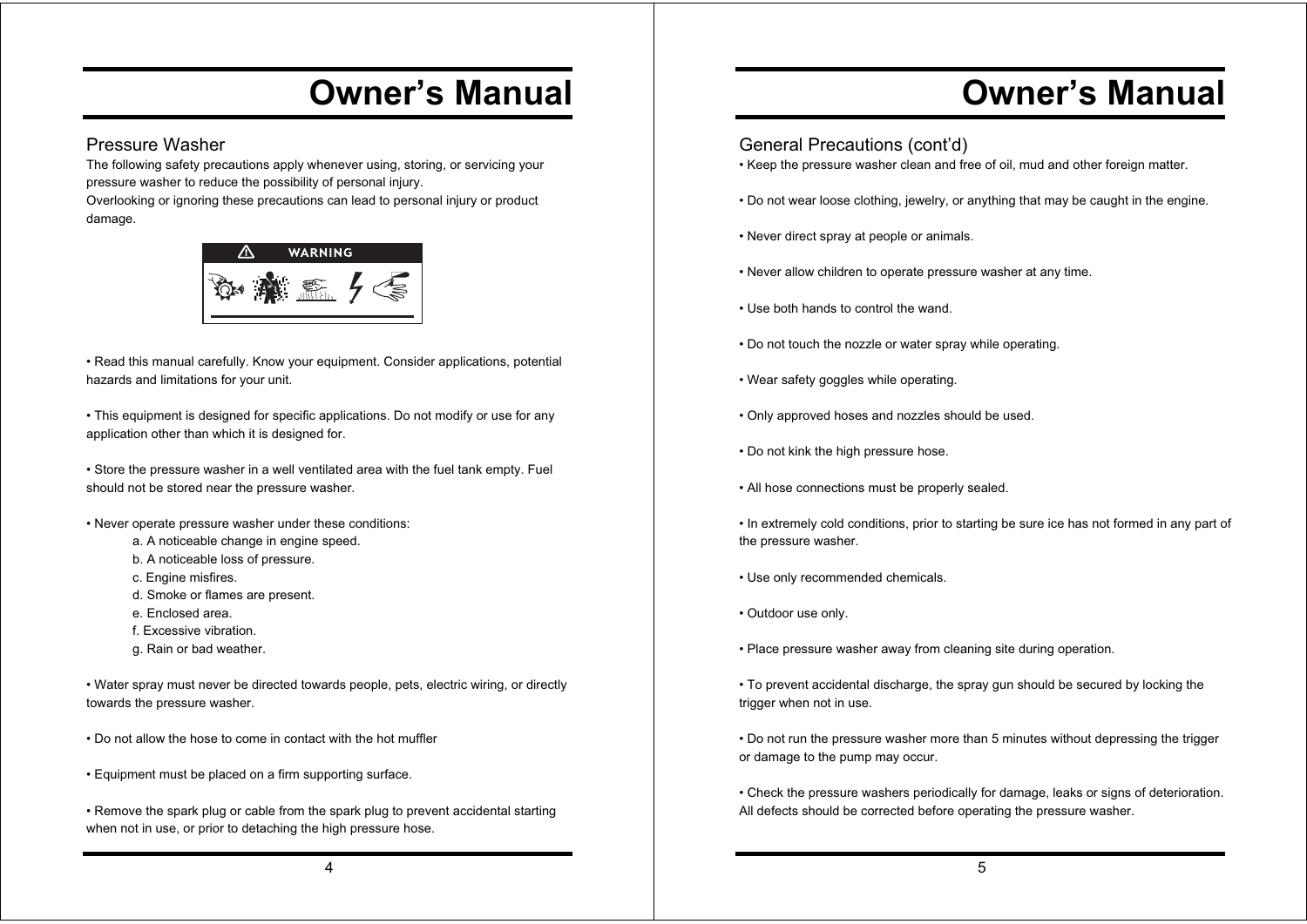# Owner's Manual

## Pressure Washer

The following safety precautions apply whenever using, storing, or servicing your pressure washer to reduce the possibility of personal injury.
Overlooking or ignoring these precautions can lead to personal injury or product damage.

**WARNING**

- Read this manual carefully. Know your equipment. Consider applications, potential hazards and limitations for your unit.

- This equipment is designed for specific applications. Do not modify or use for any application other than which it is designed for.

- Store the pressure washer in a well ventilated area with the fuel tank empty. Fuel should not be stored near the pressure washer.

- Never operate pressure washer under these conditions:
  - a. A noticeable change in engine speed.
  - b. A noticeable loss of pressure.
  - c. Engine misfires.
  - d. Smoke or flames are present.
  - e. Enclosed area.
  - f. Excessive vibration.
  - g. Rain or bad weather.

- Water spray must never be directed towards people, pets, electric wiring, or directly towards the pressure washer.

- Do not allow the hose to come in contact with the hot muffler

- Equipment must be placed on a firm supporting surface.

- Remove the spark plug or cable from the spark plug to prevent accidental starting when not in use, or prior to detaching the high pressure hose.

# Owner's Manual

## General Precautions (cont'd)

- Keep the pressure washer clean and free of oil, mud and other foreign matter.

- Do not wear loose clothing, jewelry, or anything that may be caught in the engine.

- Never direct spray at people or animals.

- Never allow children to operate pressure washer at any time.

- Use both hands to control the wand.

- Do not touch the nozzle or water spray while operating.

- Wear safety goggles while operating.

- Only approved hoses and nozzles should be used.

- Do not kink the high pressure hose.

- All hose connections must be properly sealed.

- In extremely cold conditions, prior to starting be sure ice has not formed in any part of the pressure washer.

- Use only recommended chemicals.

- Outdoor use only.

- Place pressure washer away from cleaning site during operation.

- To prevent accidental discharge, the spray gun should be secured by locking the trigger when not in use.

- Do not run the pressure washer more than 5 minutes without depressing the trigger or damage to the pump may occur.

- Check the pressure washers periodically for damage, leaks or signs of deterioration. All defects should be corrected before operating the pressure washer.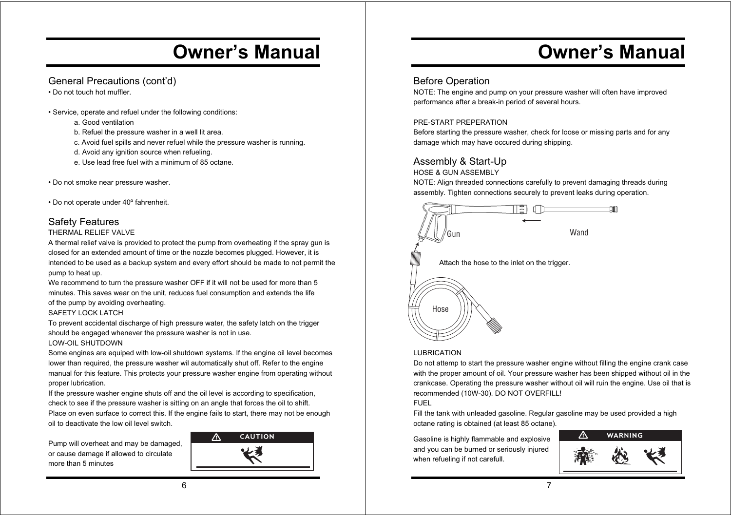# Owner's Manual

## General Precautions (cont'd)

• Do not touch hot muffler.

• Service, operate and refuel under the following conditions:

a. Good ventilation
b. Refuel the pressure washer in a well lit area.
c. Avoid fuel spills and never refuel while the pressure washer is running.
d. Avoid any ignition source when refueling.
e. Use lead free fuel with a minimum of 85 octane.

• Do not smoke near pressure washer.

• Do not operate under 40º fahrenheit.

## Safety Features

THERMAL RELIEF VALVE

A thermal relief valve is provided to protect the pump from overheating if the spray gun is closed for an extended amount of time or the nozzle becomes plugged. However, it is intended to be used as a backup system and every effort should be made to not permit the pump to heat up.

We recommend to turn the pressure washer OFF if it will not be used for more than 5 minutes. This saves wear on the unit, reduces fuel consumption and extends the life of the pump by avoiding overheating.

SAFETY LOCK LATCH

To prevent accidental discharge of high pressure water, the safety latch on the trigger should be engaged whenever the pressure washer is not in use.

LOW-OIL SHUTDOWN

Some engines are equiped with low-oil shutdown systems. If the engine oil level becomes lower than required, the pressure washer wil automatically shut off. Refer to the engine manual for this feature. This protects your pressure washer engine from operating without proper lubrication.

If the pressure washer engine shuts off and the oil level is according to specification, check to see if the pressure washer is sitting on an angle that forces the oil to shift. Place on even surface to correct this. If the engine fails to start, there may not be enough oil to deactivate the low oil level switch.

Pump will overheat and may be damaged, or cause damage if allowed to circulate more than 5 minutes

**⚠ CAUTION**

# Owner's Manual

## Before Operation

NOTE: The engine and pump on your pressure washer will often have improved performance after a break-in period of several hours.

PRE-START PREPERATION

Before starting the pressure washer, check for loose or missing parts and for any damage which may have occured during shipping.

## Assembly & Start-Up

HOSE & GUN ASSEMBLY

NOTE: Align threaded connections carefully to prevent damaging threads during assembly. Tighten connections securely to prevent leaks during operation.

Gun

Wand

Attach the hose to the inlet on the trigger.

Hose

LUBRICATION

Do not attemp to start the pressure washer engine without filling the engine crank case with the proper amount of oil. Your pressure washer has been shipped without oil in the crankcase. Operating the pressure washer without oil will ruin the engine. Use oil that is recommended (10W-30). DO NOT OVERFILL!

FUEL

Fill the tank with unleaded gasoline. Regular gasoline may be used provided a high octane rating is obtained (at least 85 octane).

Gasoline is highly flammable and explosive and you can be burned or seriously injured when refueling if not carefull.

**⚠ WARNING**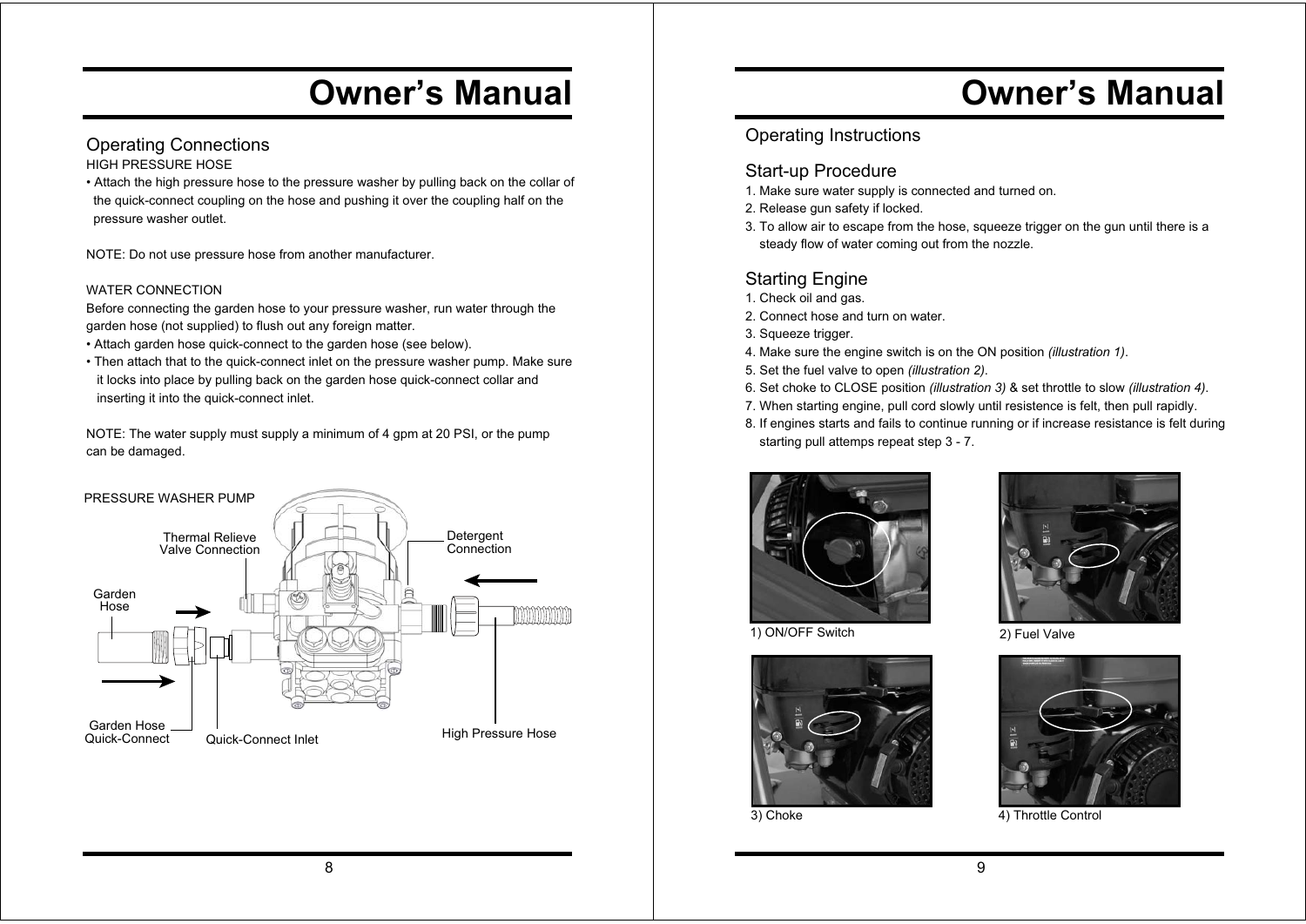# Owner's Manual

## Operating Connections

HIGH PRESSURE HOSE

- Attach the high pressure hose to the pressure washer by pulling back on the collar of the quick-connect coupling on the hose and pushing it over the coupling half on the pressure washer outlet.

NOTE: Do not use pressure hose from another manufacturer.

WATER CONNECTION

Before connecting the garden hose to your pressure washer, run water through the garden hose (not supplied) to flush out any foreign matter.

- Attach garden hose quick-connect to the garden hose (see below).
- Then attach that to the quick-connect inlet on the pressure washer pump. Make sure it locks into place by pulling back on the garden hose quick-connect collar and inserting it into the quick-connect inlet.

NOTE: The water supply must supply a minimum of 4 gpm at 20 PSI, or the pump can be damaged.

PRESSURE WASHER PUMP

Thermal Relieve Valve Connection

Detergent Connection

Garden Hose

Garden Hose Quick-Connect

Quick-Connect Inlet

High Pressure Hose

# Owner's Manual

## Operating Instructions

## Start-up Procedure

1. Make sure water supply is connected and turned on.
2. Release gun safety if locked.
3. To allow air to escape from the hose, squeeze trigger on the gun until there is a steady flow of water coming out from the nozzle.

## Starting Engine

1. Check oil and gas.
2. Connect hose and turn on water.
3. Squeeze trigger.
4. Make sure the engine switch is on the ON position *(illustration 1)*.
5. Set the fuel valve to open *(illustration 2)*.
6. Set choke to CLOSE position *(illustration 3)* & set throttle to slow *(illustration 4)*.
7. When starting engine, pull cord slowly until resistence is felt, then pull rapidly.
8. If engines starts and fails to continue running or if increase resistance is felt during starting pull attemps repeat step 3 - 7.

1) ON/OFF Switch

2) Fuel Valve

3) Choke

4) Throttle Control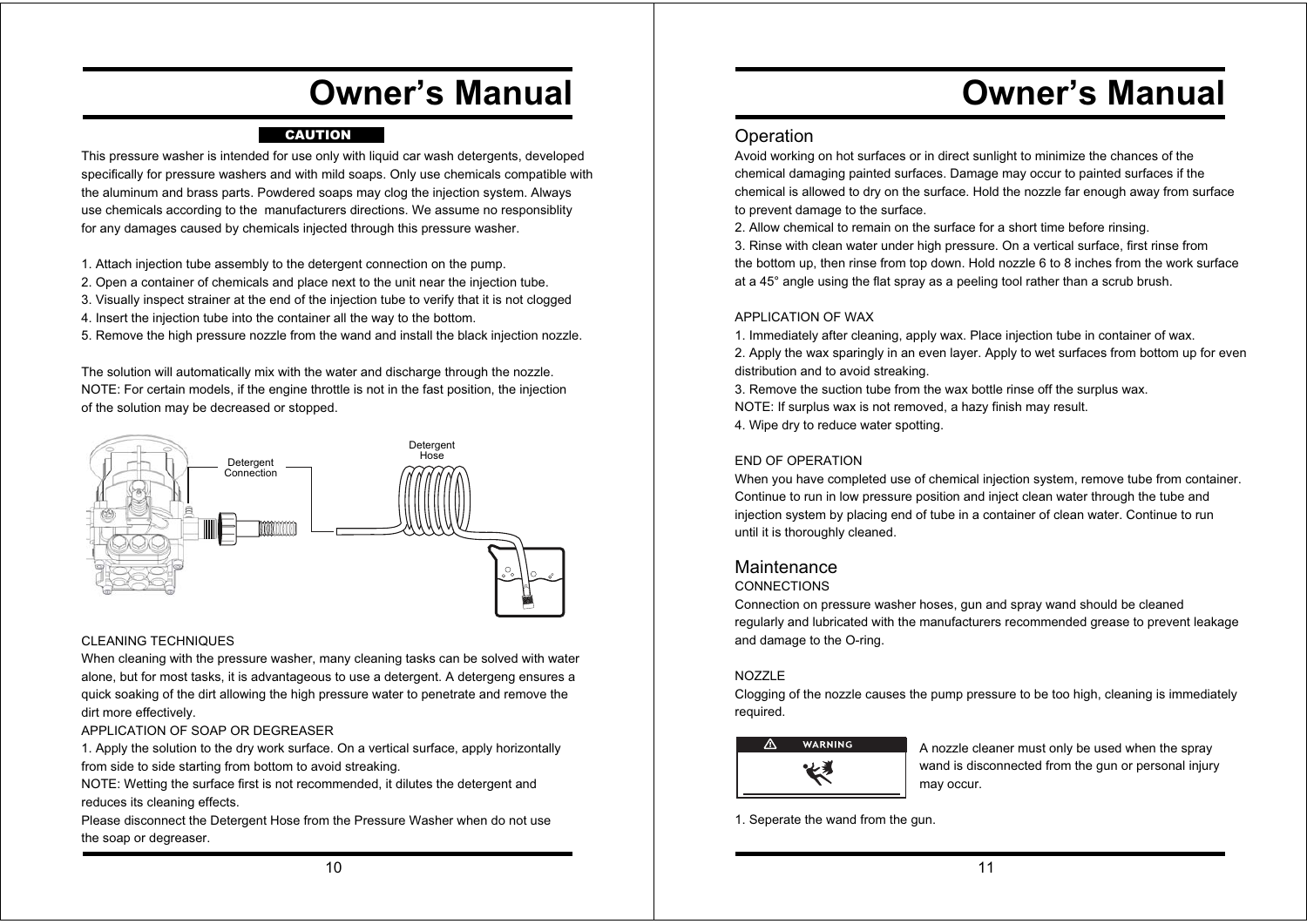# Owner's Manual

**CAUTION**

This pressure washer is intended for use only with liquid car wash detergents, developed specifically for pressure washers and with mild soaps. Only use chemicals compatible with the aluminum and brass parts. Powdered soaps may clog the injection system. Always use chemicals according to the manufacturers directions. We assume no responsiblity for any damages caused by chemicals injected through this pressure washer.

1. Attach injection tube assembly to the detergent connection on the pump.
2. Open a container of chemicals and place next to the unit near the injection tube.
3. Visually inspect strainer at the end of the injection tube to verify that it is not clogged
4. Insert the injection tube into the container all the way to the bottom.
5. Remove the high pressure nozzle from the wand and install the black injection nozzle.

The solution will automatically mix with the water and discharge through the nozzle.
NOTE: For certain models, if the engine throttle is not in the fast position, the injection of the solution may be decreased or stopped.

Detergent Connection

Detergent Hose

CLEANING TECHNIQUES

When cleaning with the pressure washer, many cleaning tasks can be solved with water alone, but for most tasks, it is advantageous to use a detergent. A detergeng ensures a quick soaking of the dirt allowing the high pressure water to penetrate and remove the dirt more effectively.

APPLICATION OF SOAP OR DEGREASER

1. Apply the solution to the dry work surface. On a vertical surface, apply horizontally from side to side starting from bottom to avoid streaking.

NOTE: Wetting the surface first is not recommended, it dilutes the detergent and reduces its cleaning effects.

Please disconnect the Detergent Hose from the Pressure Washer when do not use the soap or degreaser.

# Owner's Manual

## Operation

Avoid working on hot surfaces or in direct sunlight to minimize the chances of the chemical damaging painted surfaces. Damage may occur to painted surfaces if the chemical is allowed to dry on the surface. Hold the nozzle far enough away from surface to prevent damage to the surface.

2. Allow chemical to remain on the surface for a short time before rinsing.
3. Rinse with clean water under high pressure. On a vertical surface, first rinse from the bottom up, then rinse from top down. Hold nozzle 6 to 8 inches from the work surface at a 45° angle using the flat spray as a peeling tool rather than a scrub brush.

APPLICATION OF WAX

1. Immediately after cleaning, apply wax. Place injection tube in container of wax.
2. Apply the wax sparingly in an even layer. Apply to wet surfaces from bottom up for even distribution and to avoid streaking.
3. Remove the suction tube from the wax bottle rinse off the surplus wax.

NOTE: If surplus wax is not removed, a hazy finish may result.

4. Wipe dry to reduce water spotting.

END OF OPERATION

When you have completed use of chemical injection system, remove tube from container. Continue to run in low pressure position and inject clean water through the tube and injection system by placing end of tube in a container of clean water. Continue to run until it is thoroughly cleaned.

## Maintenance

CONNECTIONS

Connection on pressure washer hoses, gun and spray wand should be cleaned regularly and lubricated with the manufacturers recommended grease to prevent leakage and damage to the O-ring.

NOZZLE

Clogging of the nozzle causes the pump pressure to be too high, cleaning is immediately required.

**WARNING**

A nozzle cleaner must only be used when the spray wand is disconnected from the gun or personal injury may occur.

1. Seperate the wand from the gun.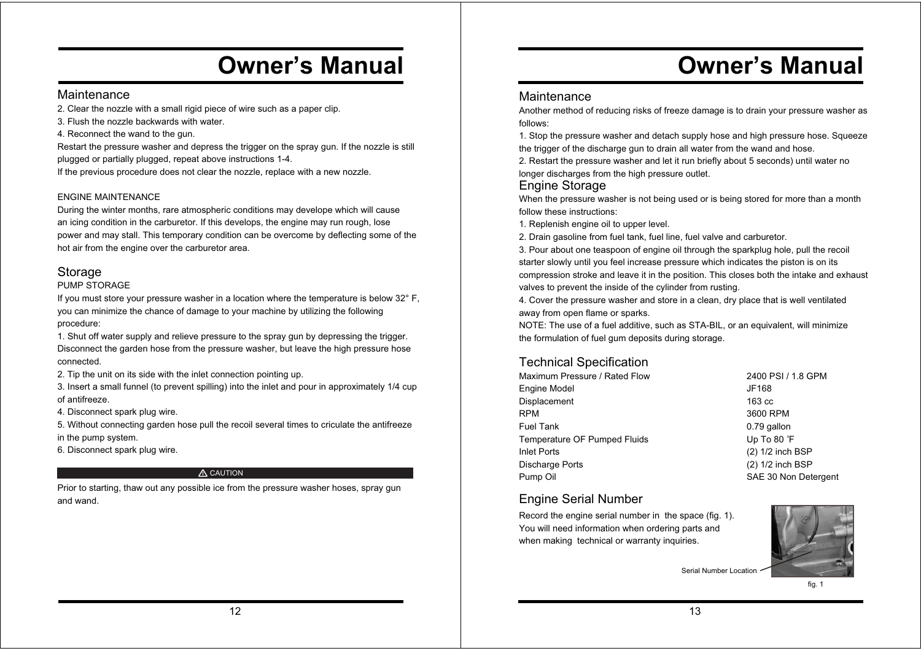# Owner's Manual

## Maintenance

2. Clear the nozzle with a small rigid piece of wire such as a paper clip.
3. Flush the nozzle backwards with water.
4. Reconnect the wand to the gun.

Restart the pressure washer and depress the trigger on the spray gun. If the nozzle is still plugged or partially plugged, repeat above instructions 1-4.

If the previous procedure does not clear the nozzle, replace with a new nozzle.

ENGINE MAINTENANCE

During the winter months, rare atmospheric conditions may develope which will cause an icing condition in the carburetor. If this develops, the engine may run rough, lose power and may stall. This temporary condition can be overcome by deflecting some of the hot air from the engine over the carburetor area.

## Storage

PUMP STORAGE

If you must store your pressure washer in a location where the temperature is below 32° F, you can minimize the chance of damage to your machine by utilizing the following procedure:

1. Shut off water supply and relieve pressure to the spray gun by depressing the trigger. Disconnect the garden hose from the pressure washer, but leave the high pressure hose connected.
2. Tip the unit on its side with the inlet connection pointing up.
3. Insert a small funnel (to prevent spilling) into the inlet and pour in approximately 1/4 cup of antifreeze.
4. Disconnect spark plug wire.
5. Without connecting garden hose pull the recoil several times to criculate the antifreeze in the pump system.
6. Disconnect spark plug wire.

⚠ CAUTION

Prior to starting, thaw out any possible ice from the pressure washer hoses, spray gun and wand.

# Owner's Manual

## Maintenance

Another method of reducing risks of freeze damage is to drain your pressure washer as follows:

1. Stop the pressure washer and detach supply hose and high pressure hose. Squeeze the trigger of the discharge gun to drain all water from the wand and hose.
2. Restart the pressure washer and let it run briefly about 5 seconds) until water no longer discharges from the high pressure outlet.

## Engine Storage

When the pressure washer is not being used or is being stored for more than a month follow these instructions:

1. Replenish engine oil to upper level.
2. Drain gasoline from fuel tank, fuel line, fuel valve and carburetor.
3. Pour about one teaspoon of engine oil through the sparkplug hole, pull the recoil starter slowly until you feel increase pressure which indicates the piston is on its compression stroke and leave it in the position. This closes both the intake and exhaust valves to prevent the inside of the cylinder from rusting.
4. Cover the pressure washer and store in a clean, dry place that is well ventilated away from open flame or sparks.

NOTE: The use of a fuel additive, such as STA-BIL, or an equivalent, will minimize the formulation of fuel gum deposits during storage.

## Technical Specification

| | |
|---|---|
| Maximum Pressure / Rated Flow | 2400 PSI / 1.8 GPM |
| Engine Model | JF168 |
| Displacement | 163 cc |
| RPM | 3600 RPM |
| Fuel Tank | 0.79 gallon |
| Temperature OF Pumped Fluids | Up To 80 ℉ |
| Inlet Ports | (2) 1/2 inch BSP |
| Discharge Ports | (2) 1/2 inch BSP |
| Pump Oil | SAE 30 Non Detergent |

## Engine Serial Number

Record the engine serial number in the space (fig. 1). You will need information when ordering parts and when making technical or warranty inquiries.

Serial Number Location

fig. 1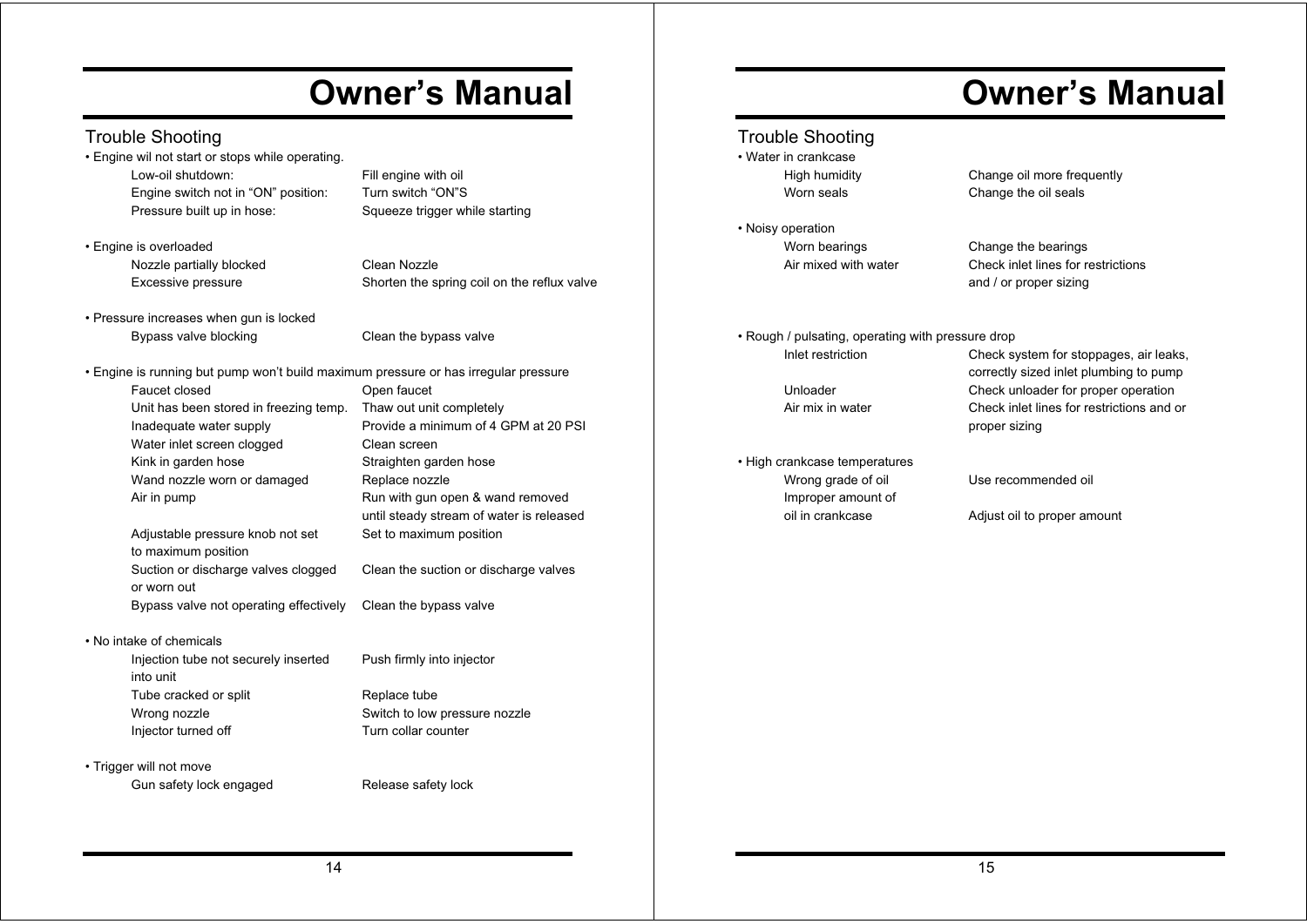# Owner's Manual

## Trouble Shooting

- Engine wil not start or stops while operating.

| Problem | Solution |
|---|---|
| Low-oil shutdown: | Fill engine with oil |
| Engine switch not in "ON" position: | Turn switch "ON"S |
| Pressure built up in hose: | Squeeze trigger while starting |

- Engine is overloaded

| Problem | Solution |
|---|---|
| Nozzle partially blocked | Clean Nozzle |
| Excessive pressure | Shorten the spring coil on the reflux valve |

- Pressure increases when gun is locked

| Problem | Solution |
|---|---|
| Bypass valve blocking | Clean the bypass valve |

- Engine is running but pump won't build maximum pressure or has irregular pressure

| Problem | Solution |
|---|---|
| Faucet closed | Open faucet |
| Unit has been stored in freezing temp. | Thaw out unit completely |
| Inadequate water supply | Provide a minimum of 4 GPM at 20 PSI |
| Water inlet screen clogged | Clean screen |
| Kink in garden hose | Straighten garden hose |
| Wand nozzle worn or damaged | Replace nozzle |
| Air in pump | Run with gun open & wand removed until steady stream of water is released |
| Adjustable pressure knob not set to maximum position | Set to maximum position |
| Suction or discharge valves clogged or worn out | Clean the suction or discharge valves |
| Bypass valve not operating effectively | Clean the bypass valve |

- No intake of chemicals

| Problem | Solution |
|---|---|
| Injection tube not securely inserted into unit | Push firmly into injector |
| Tube cracked or split | Replace tube |
| Wrong nozzle | Switch to low pressure nozzle |
| Injector turned off | Turn collar counter |

- Trigger will not move

| Problem | Solution |
|---|---|
| Gun safety lock engaged | Release safety lock |

# Owner's Manual

## Trouble Shooting

- Water in crankcase

| Problem | Solution |
|---|---|
| High humidity | Change oil more frequently |
| Worn seals | Change the oil seals |

- Noisy operation

| Problem | Solution |
|---|---|
| Worn bearings | Change the bearings |
| Air mixed with water | Check inlet lines for restrictions and / or proper sizing |

- Rough / pulsating, operating with pressure drop

| Problem | Solution |
|---|---|
| Inlet restriction | Check system for stoppages, air leaks, correctly sized inlet plumbing to pump |
| Unloader | Check unloader for proper operation |
| Air mix in water | Check inlet lines for restrictions and or proper sizing |

- High crankcase temperatures

| Problem | Solution |
|---|---|
| Wrong grade of oil | Use recommended oil |
| Improper amount of oil in crankcase | Adjust oil to proper amount |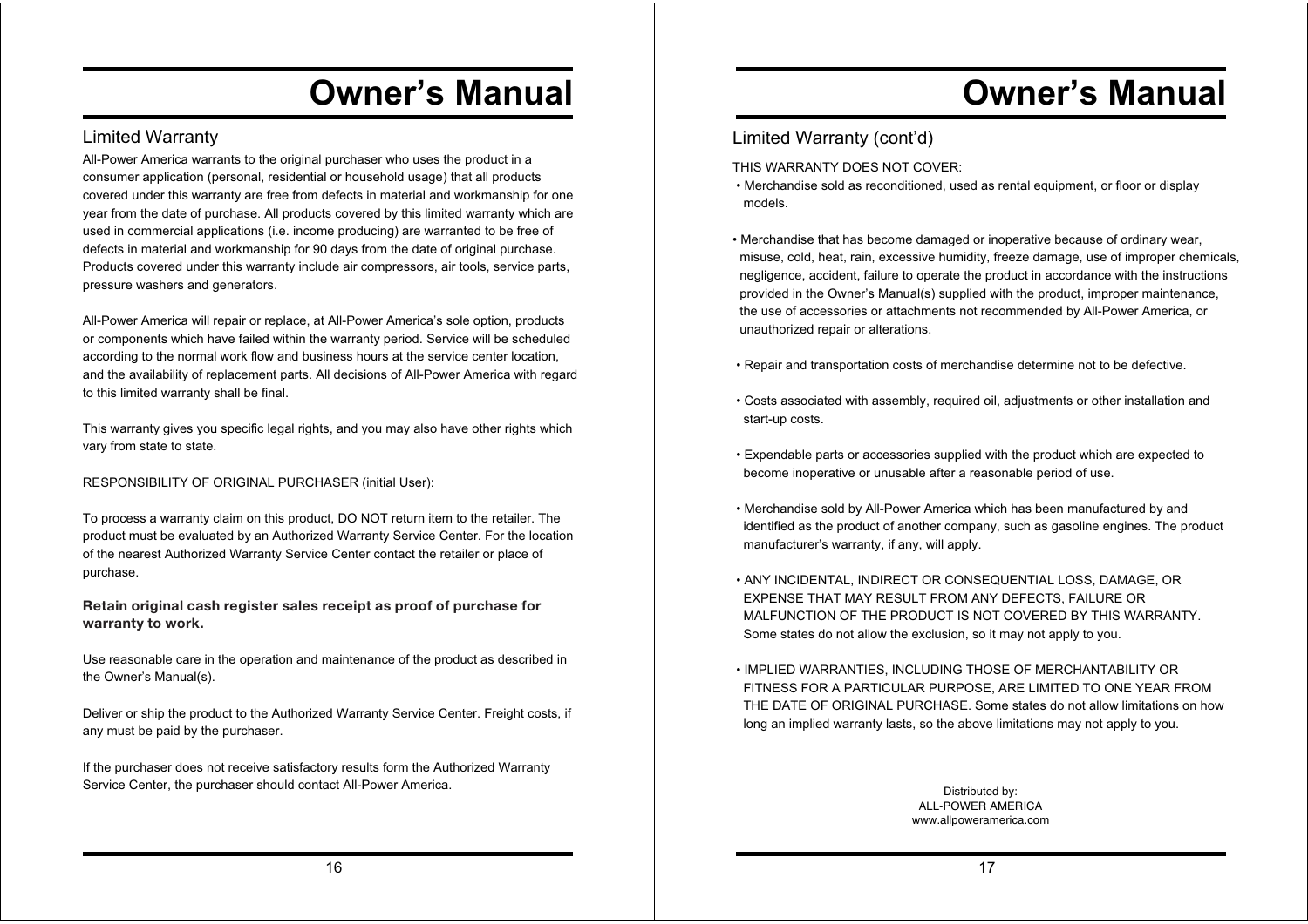# Owner's Manual

## Limited Warranty

All-Power America warrants to the original purchaser who uses the product in a consumer application (personal, residential or household usage) that all products covered under this warranty are free from defects in material and workmanship for one year from the date of purchase. All products covered by this limited warranty which are used in commercial applications (i.e. income producing) are warranted to be free of defects in material and workmanship for 90 days from the date of original purchase. Products covered under this warranty include air compressors, air tools, service parts, pressure washers and generators.

All-Power America will repair or replace, at All-Power America's sole option, products or components which have failed within the warranty period. Service will be scheduled according to the normal work flow and business hours at the service center location, and the availability of replacement parts. All decisions of All-Power America with regard to this limited warranty shall be final.

This warranty gives you specific legal rights, and you may also have other rights which vary from state to state.

RESPONSIBILITY OF ORIGINAL PURCHASER (initial User):

To process a warranty claim on this product, DO NOT return item to the retailer. The product must be evaluated by an Authorized Warranty Service Center. For the location of the nearest Authorized Warranty Service Center contact the retailer or place of purchase.

**Retain original cash register sales receipt as proof of purchase for warranty to work.**

Use reasonable care in the operation and maintenance of the product as described in the Owner's Manual(s).

Deliver or ship the product to the Authorized Warranty Service Center. Freight costs, if any must be paid by the purchaser.

If the purchaser does not receive satisfactory results form the Authorized Warranty Service Center, the purchaser should contact All-Power America.

# Owner's Manual

## Limited Warranty (cont'd)

THIS WARRANTY DOES NOT COVER:

- Merchandise sold as reconditioned, used as rental equipment, or floor or display models.

- Merchandise that has become damaged or inoperative because of ordinary wear, misuse, cold, heat, rain, excessive humidity, freeze damage, use of improper chemicals, negligence, accident, failure to operate the product in accordance with the instructions provided in the Owner's Manual(s) supplied with the product, improper maintenance, the use of accessories or attachments not recommended by All-Power America, or unauthorized repair or alterations.

- Repair and transportation costs of merchandise determine not to be defective.

- Costs associated with assembly, required oil, adjustments or other installation and start-up costs.

- Expendable parts or accessories supplied with the product which are expected to become inoperative or unusable after a reasonable period of use.

- Merchandise sold by All-Power America which has been manufactured by and identified as the product of another company, such as gasoline engines. The product manufacturer's warranty, if any, will apply.

- ANY INCIDENTAL, INDIRECT OR CONSEQUENTIAL LOSS, DAMAGE, OR EXPENSE THAT MAY RESULT FROM ANY DEFECTS, FAILURE OR MALFUNCTION OF THE PRODUCT IS NOT COVERED BY THIS WARRANTY. Some states do not allow the exclusion, so it may not apply to you.

- IMPLIED WARRANTIES, INCLUDING THOSE OF MERCHANTABILITY OR FITNESS FOR A PARTICULAR PURPOSE, ARE LIMITED TO ONE YEAR FROM THE DATE OF ORIGINAL PURCHASE. Some states do not allow limitations on how long an implied warranty lasts, so the above limitations may not apply to you.

Distributed by:
ALL-POWER AMERICA
www.allpoweramerica.com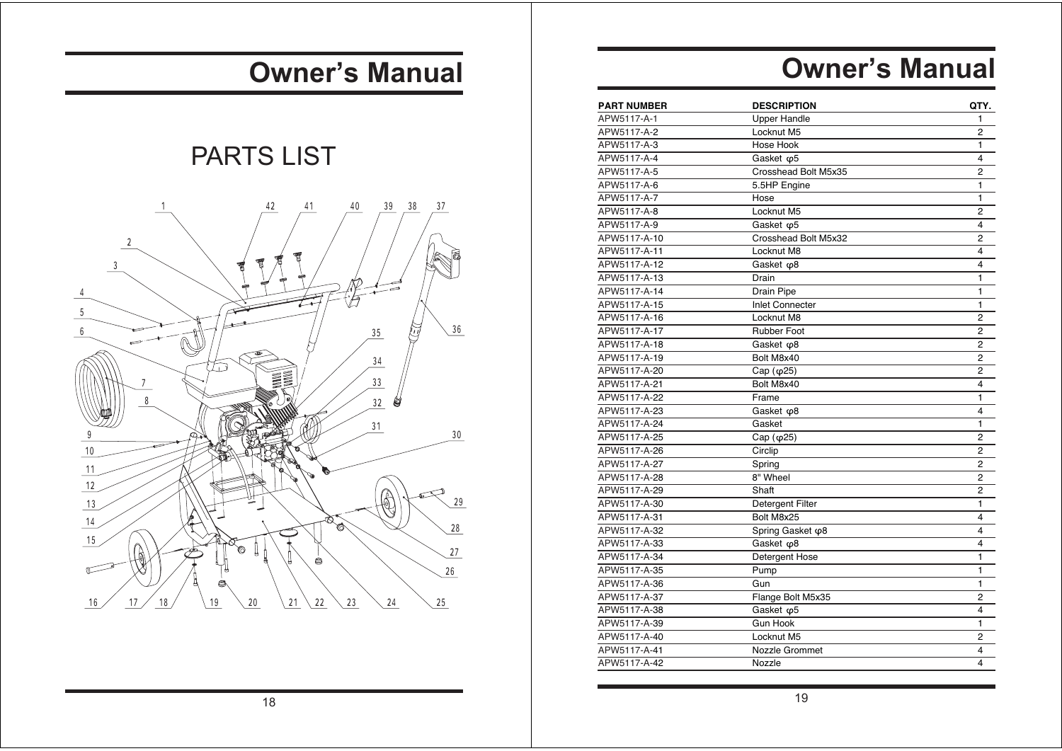# Owner's Manual

## PARTS LIST

# Owner's Manual

| PART NUMBER | DESCRIPTION | QTY. |
|---|---|---|
| APW5117-A-1 | Upper Handle | 1 |
| APW5117-A-2 | Locknut M5 | 2 |
| APW5117-A-3 | Hose Hook | 1 |
| APW5117-A-4 | Gasket φ5 | 4 |
| APW5117-A-5 | Crosshead Bolt M5x35 | 2 |
| APW5117-A-6 | 5.5HP Engine | 1 |
| APW5117-A-7 | Hose | 1 |
| APW5117-A-8 | Locknut M5 | 2 |
| APW5117-A-9 | Gasket φ5 | 4 |
| APW5117-A-10 | Crosshead Bolt M5x32 | 2 |
| APW5117-A-11 | Locknut M8 | 4 |
| APW5117-A-12 | Gasket φ8 | 4 |
| APW5117-A-13 | Drain | 1 |
| APW5117-A-14 | Drain Pipe | 1 |
| APW5117-A-15 | Inlet Connecter | 1 |
| APW5117-A-16 | Locknut M8 | 2 |
| APW5117-A-17 | Rubber Foot | 2 |
| APW5117-A-18 | Gasket φ8 | 2 |
| APW5117-A-19 | Bolt M8x40 | 2 |
| APW5117-A-20 | Cap (φ25) | 2 |
| APW5117-A-21 | Bolt M8x40 | 4 |
| APW5117-A-22 | Frame | 1 |
| APW5117-A-23 | Gasket φ8 | 4 |
| APW5117-A-24 | Gasket | 1 |
| APW5117-A-25 | Cap (φ25) | 2 |
| APW5117-A-26 | Circlip | 2 |
| APW5117-A-27 | Spring | 2 |
| APW5117-A-28 | 8" Wheel | 2 |
| APW5117-A-29 | Shaft | 2 |
| APW5117-A-30 | Detergent Filter | 1 |
| APW5117-A-31 | Bolt M8x25 | 4 |
| APW5117-A-32 | Spring Gasket φ8 | 4 |
| APW5117-A-33 | Gasket φ8 | 4 |
| APW5117-A-34 | Detergent Hose | 1 |
| APW5117-A-35 | Pump | 1 |
| APW5117-A-36 | Gun | 1 |
| APW5117-A-37 | Flange Bolt M5x35 | 2 |
| APW5117-A-38 | Gasket φ5 | 4 |
| APW5117-A-39 | Gun Hook | 1 |
| APW5117-A-40 | Locknut M5 | 2 |
| APW5117-A-41 | Nozzle Grommet | 4 |
| APW5117-A-42 | Nozzle | 4 |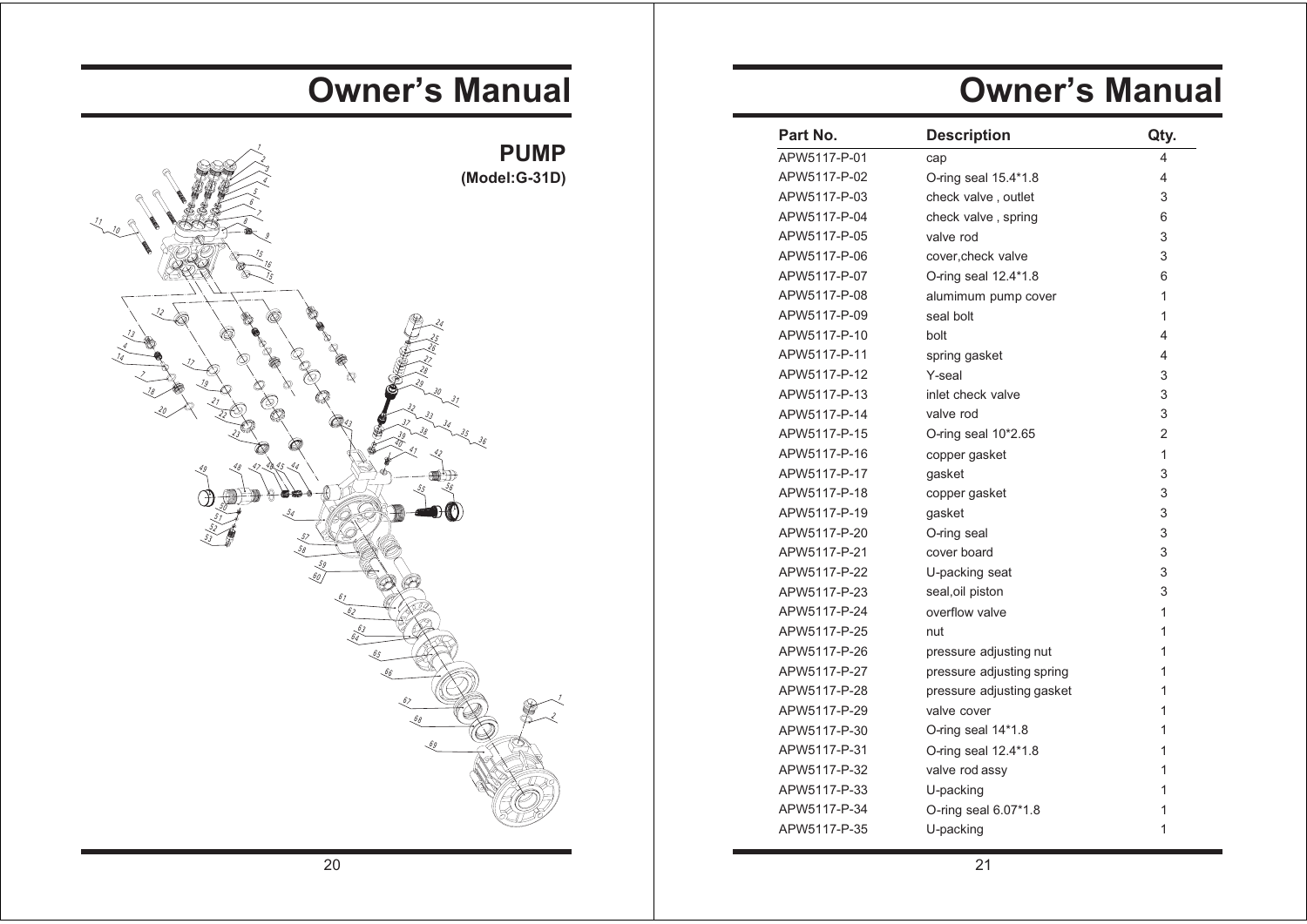# Owner's Manual

## PUMP

**(Model:G-31D)**

# Owner's Manual

| Part No. | Description | Qty. |
|---|---|---|
| APW5117-P-01 | cap | 4 |
| APW5117-P-02 | O-ring seal 15.4*1.8 | 4 |
| APW5117-P-03 | check valve , outlet | 3 |
| APW5117-P-04 | check valve , spring | 6 |
| APW5117-P-05 | valve rod | 3 |
| APW5117-P-06 | cover,check valve | 3 |
| APW5117-P-07 | O-ring seal 12.4*1.8 | 6 |
| APW5117-P-08 | alumimum pump cover | 1 |
| APW5117-P-09 | seal bolt | 1 |
| APW5117-P-10 | bolt | 4 |
| APW5117-P-11 | spring gasket | 4 |
| APW5117-P-12 | Y-seal | 3 |
| APW5117-P-13 | inlet check valve | 3 |
| APW5117-P-14 | valve rod | 3 |
| APW5117-P-15 | O-ring seal 10*2.65 | 2 |
| APW5117-P-16 | copper gasket | 1 |
| APW5117-P-17 | gasket | 3 |
| APW5117-P-18 | copper gasket | 3 |
| APW5117-P-19 | gasket | 3 |
| APW5117-P-20 | O-ring seal | 3 |
| APW5117-P-21 | cover board | 3 |
| APW5117-P-22 | U-packing seat | 3 |
| APW5117-P-23 | seal,oil piston | 3 |
| APW5117-P-24 | overflow valve | 1 |
| APW5117-P-25 | nut | 1 |
| APW5117-P-26 | pressure adjusting nut | 1 |
| APW5117-P-27 | pressure adjusting spring | 1 |
| APW5117-P-28 | pressure adjusting gasket | 1 |
| APW5117-P-29 | valve cover | 1 |
| APW5117-P-30 | O-ring seal 14*1.8 | 1 |
| APW5117-P-31 | O-ring seal 12.4*1.8 | 1 |
| APW5117-P-32 | valve rod assy | 1 |
| APW5117-P-33 | U-packing | 1 |
| APW5117-P-34 | O-ring seal 6.07*1.8 | 1 |
| APW5117-P-35 | U-packing | 1 |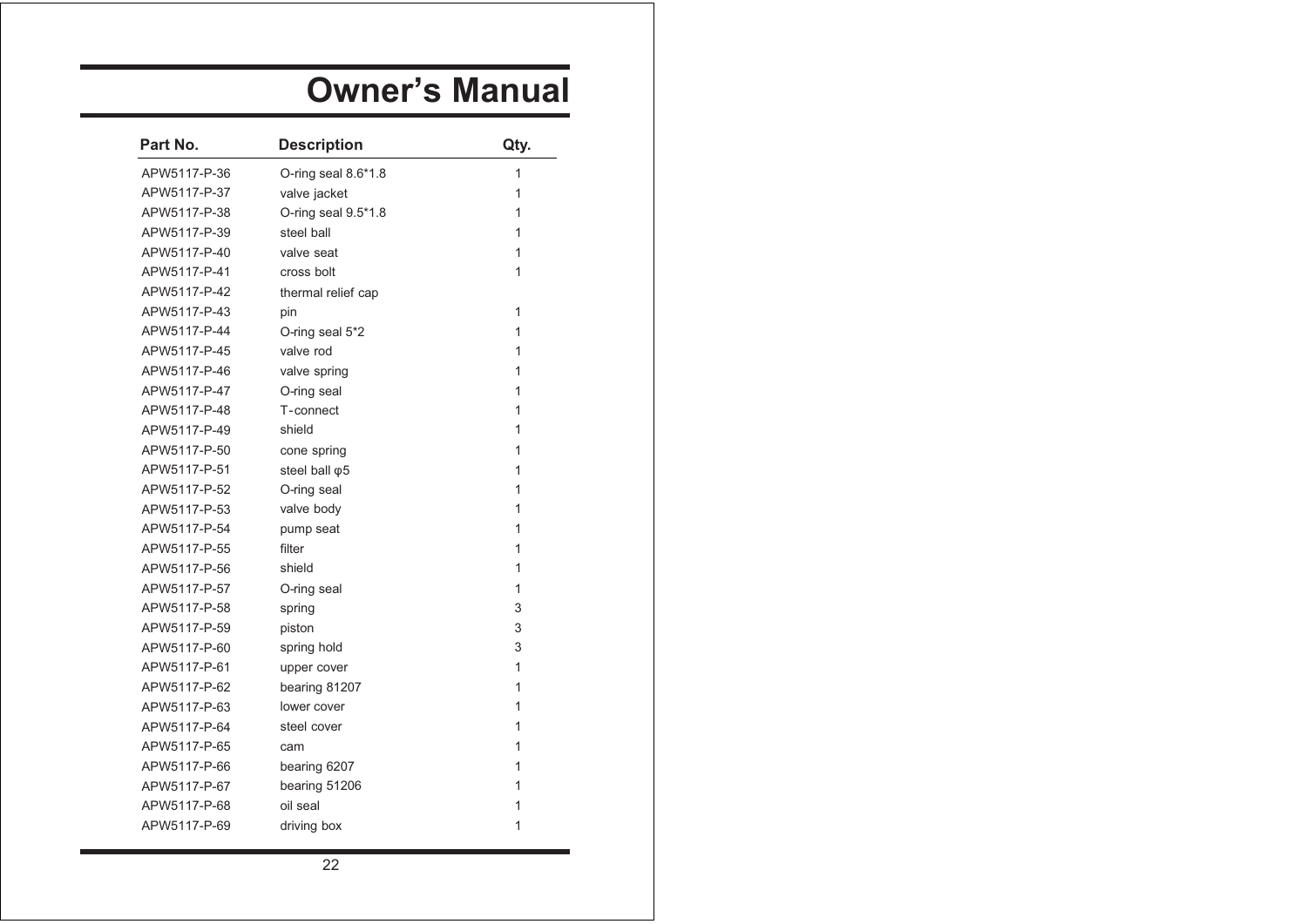# Owner's Manual

| Part No. | Description | Qty. |
|---|---|---|
| APW5117-P-36 | O-ring seal 8.6*1.8 | 1 |
| APW5117-P-37 | valve jacket | 1 |
| APW5117-P-38 | O-ring seal 9.5*1.8 | 1 |
| APW5117-P-39 | steel ball | 1 |
| APW5117-P-40 | valve seat | 1 |
| APW5117-P-41 | cross bolt | 1 |
| APW5117-P-42 | thermal relief cap | |
| APW5117-P-43 | pin | 1 |
| APW5117-P-44 | O-ring seal 5*2 | 1 |
| APW5117-P-45 | valve rod | 1 |
| APW5117-P-46 | valve spring | 1 |
| APW5117-P-47 | O-ring seal | 1 |
| APW5117-P-48 | T-connect | 1 |
| APW5117-P-49 | shield | 1 |
| APW5117-P-50 | cone spring | 1 |
| APW5117-P-51 | steel ball φ5 | 1 |
| APW5117-P-52 | O-ring seal | 1 |
| APW5117-P-53 | valve body | 1 |
| APW5117-P-54 | pump seat | 1 |
| APW5117-P-55 | filter | 1 |
| APW5117-P-56 | shield | 1 |
| APW5117-P-57 | O-ring seal | 1 |
| APW5117-P-58 | spring | 3 |
| APW5117-P-59 | piston | 3 |
| APW5117-P-60 | spring hold | 3 |
| APW5117-P-61 | upper cover | 1 |
| APW5117-P-62 | bearing 81207 | 1 |
| APW5117-P-63 | lower cover | 1 |
| APW5117-P-64 | steel cover | 1 |
| APW5117-P-65 | cam | 1 |
| APW5117-P-66 | bearing 6207 | 1 |
| APW5117-P-67 | bearing 51206 | 1 |
| APW5117-P-68 | oil seal | 1 |
| APW5117-P-69 | driving box | 1 |